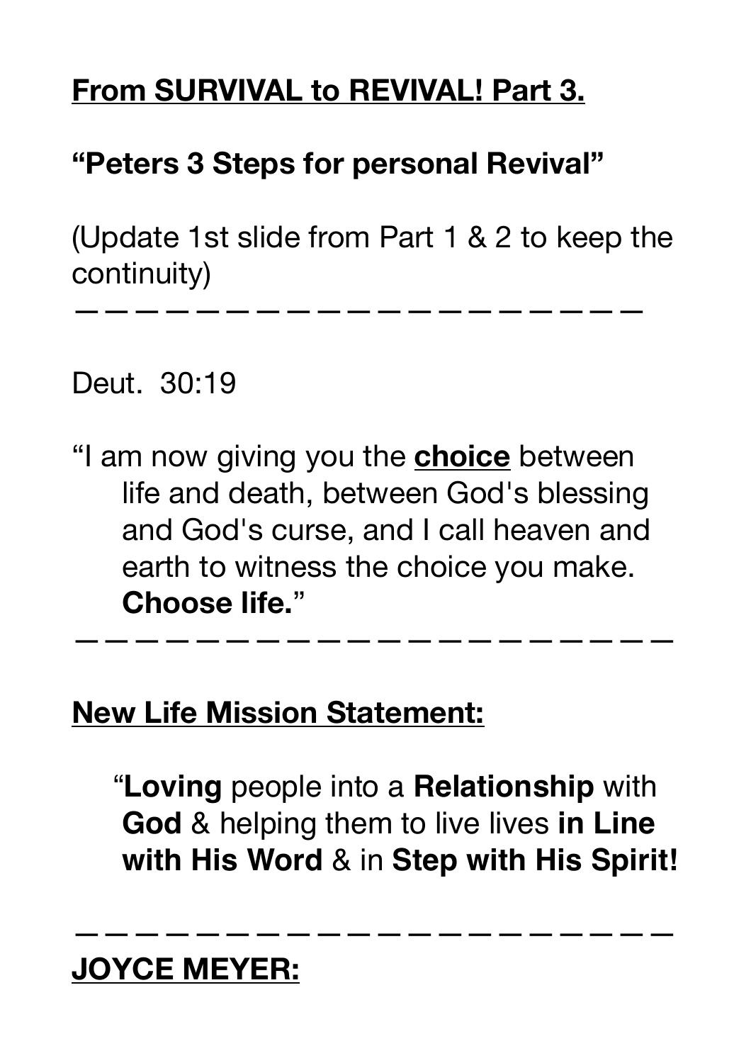**<u>From SURVIVAL to REVIVAL! Part 3.</u>**

**"Peters 3 Steps for personal Revival"**

(Update 1st slide from Part 1 & 2 to keep the continuity)

— — — — — — — — — — — — — — — — — — — — — —

Deut. 30:19

"I am now giving you the **<u>choice</u>** between life and death, between God's blessing and God's curse, and I call heaven and earth to witness the choice you make. **Choose life.**"

— — — — — — — — — — — — — — — — — — — — — — —

**<u>New Life Mission Statement:</u>**

"**Loving** people into a **Relationship** with **God** & helping them to live lives **in Line with His Word** & in **Step with His Spirit!**

— — — — — — — — — — — — — — — — — — — — — — —

**<u>JOYCE MEYER:</u>**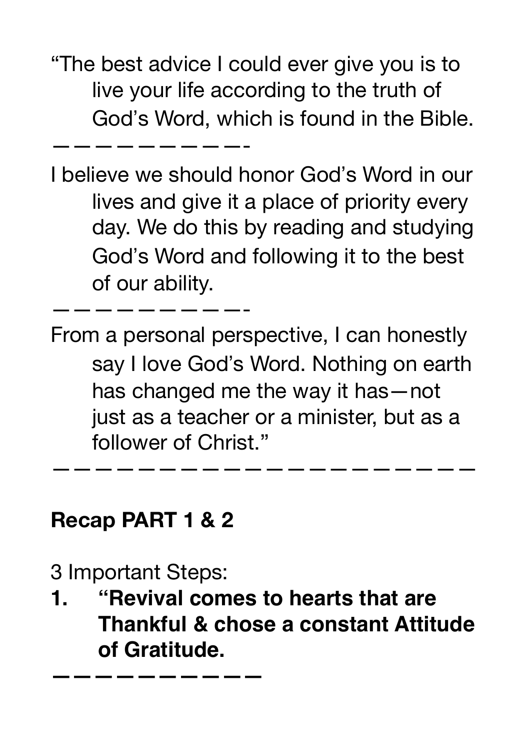"The best advice I could ever give you is to live your life according to the truth of God's Word, which is found in the Bible.

——————————-

I believe we should honor God's Word in our lives and give it a place of priority every day. We do this by reading and studying God's Word and following it to the best of our ability.

——————————-

From a personal perspective, I can honestly say I love God's Word. Nothing on earth has changed me the way it has—not just as a teacher or a minister, but as a follower of Christ."

——————————————————————

**Recap PART 1 & 2**

3 Important Steps:

1. **"Revival comes to hearts that are Thankful & chose a constant Attitude of Gratitude.**

**——————————**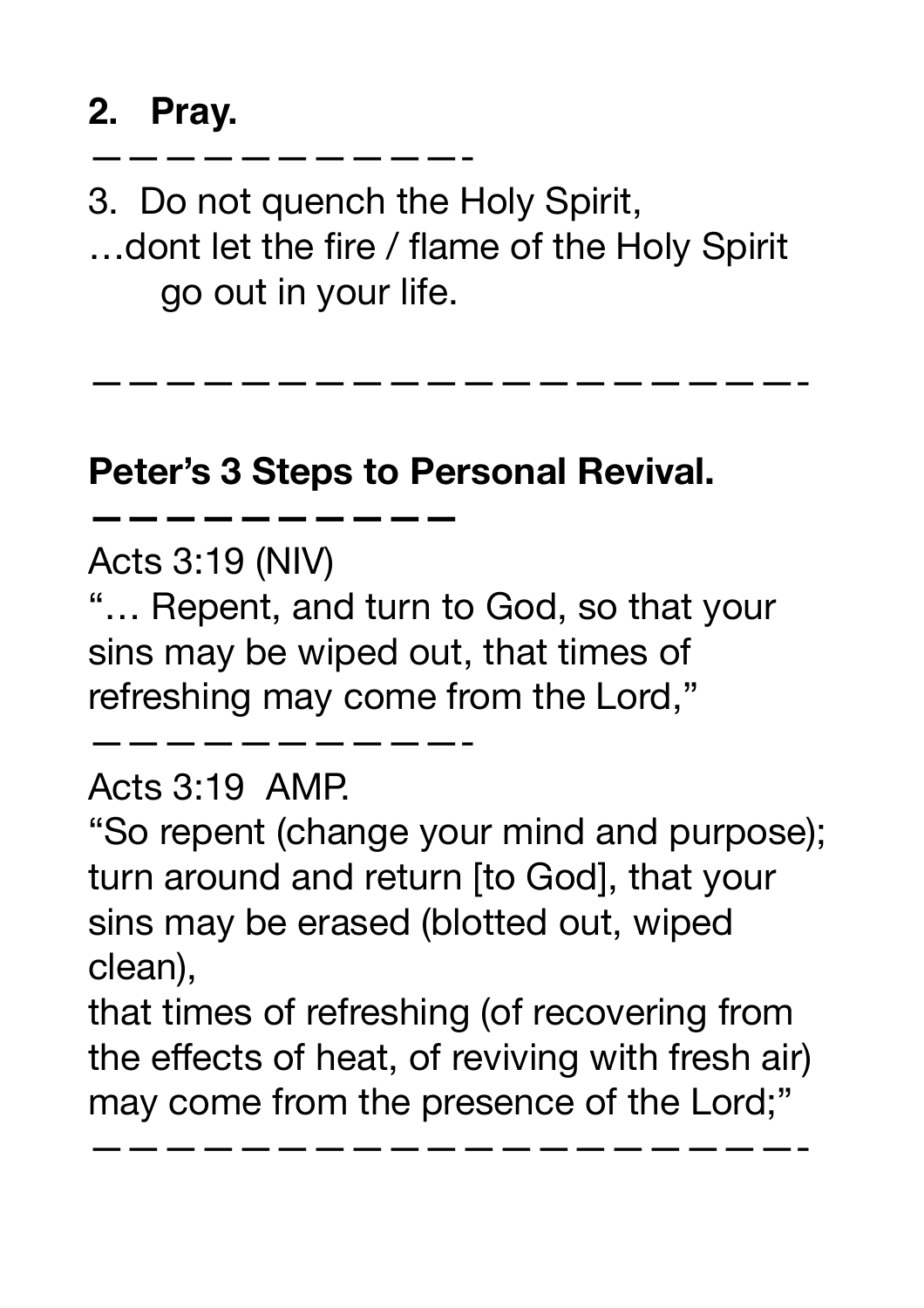**2. Pray.**

————————————-

3. Do not quench the Holy Spirit,
…dont let the fire / flame of the Holy Spirit go out in your life.

——————————————————————-

**Peter's 3 Steps to Personal Revival.**

————————————

Acts 3:19 (NIV)
"… Repent, and turn to God, so that your sins may be wiped out, that times of refreshing may come from the Lord,"

————————————-

Acts 3:19 AMP.
"So repent (change your mind and purpose); turn around and return [to God], that your sins may be erased (blotted out, wiped clean),
that times of refreshing (of recovering from the effects of heat, of reviving with fresh air) may come from the presence of the Lord;"

——————————————————————-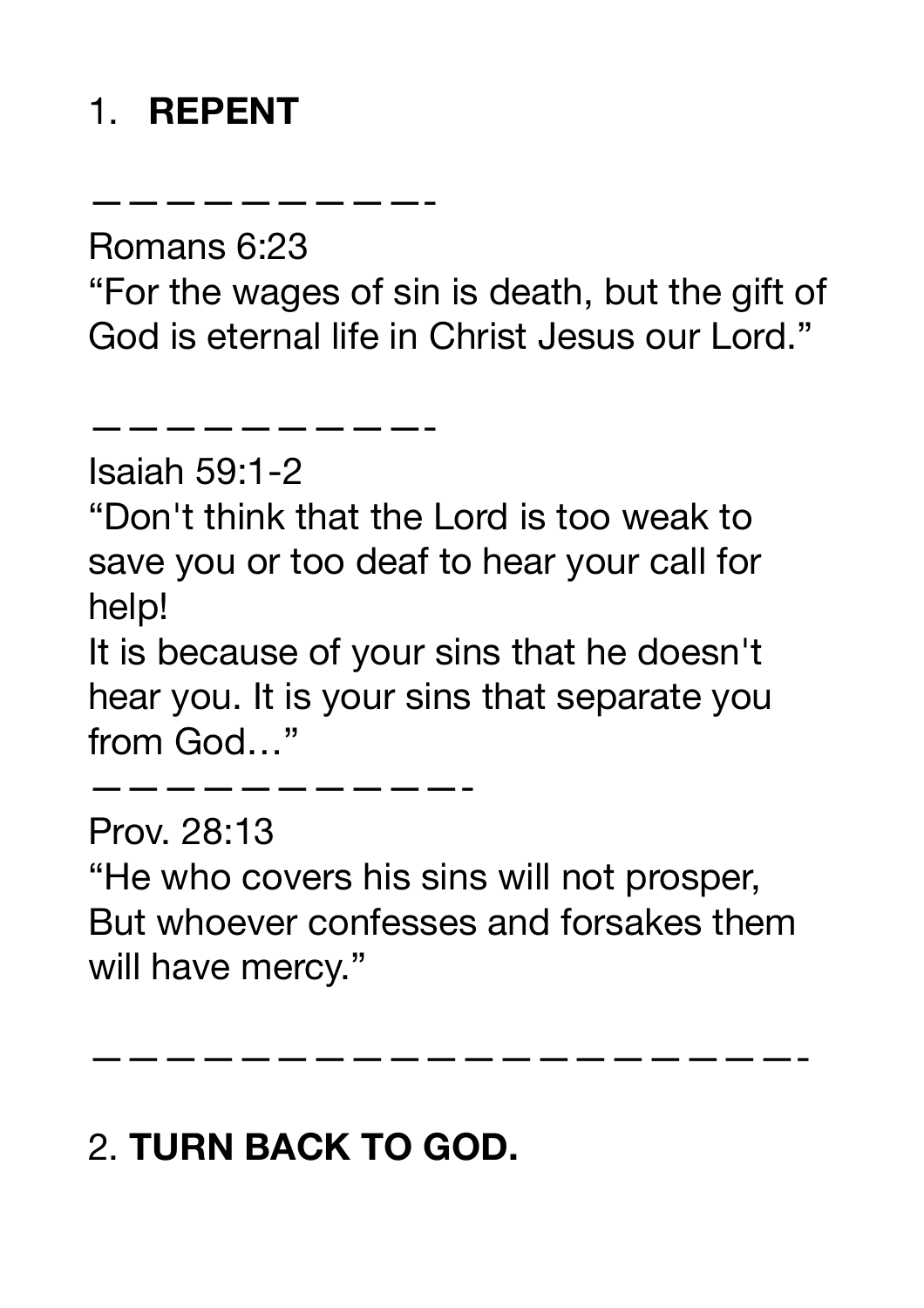1. **REPENT**

—————————-

Romans 6:23
"For the wages of sin is death, but the gift of God is eternal life in Christ Jesus our Lord."

—————————-

Isaiah 59:1-2
"Don't think that the Lord is too weak to save you or too deaf to hear your call for help!
It is because of your sins that he doesn't hear you. It is your sins that separate you from God…"

——————————-

Prov. 28:13
"He who covers his sins will not prosper,
But whoever confesses and forsakes them will have mercy."

—————————————————-

2. **TURN BACK TO GOD.**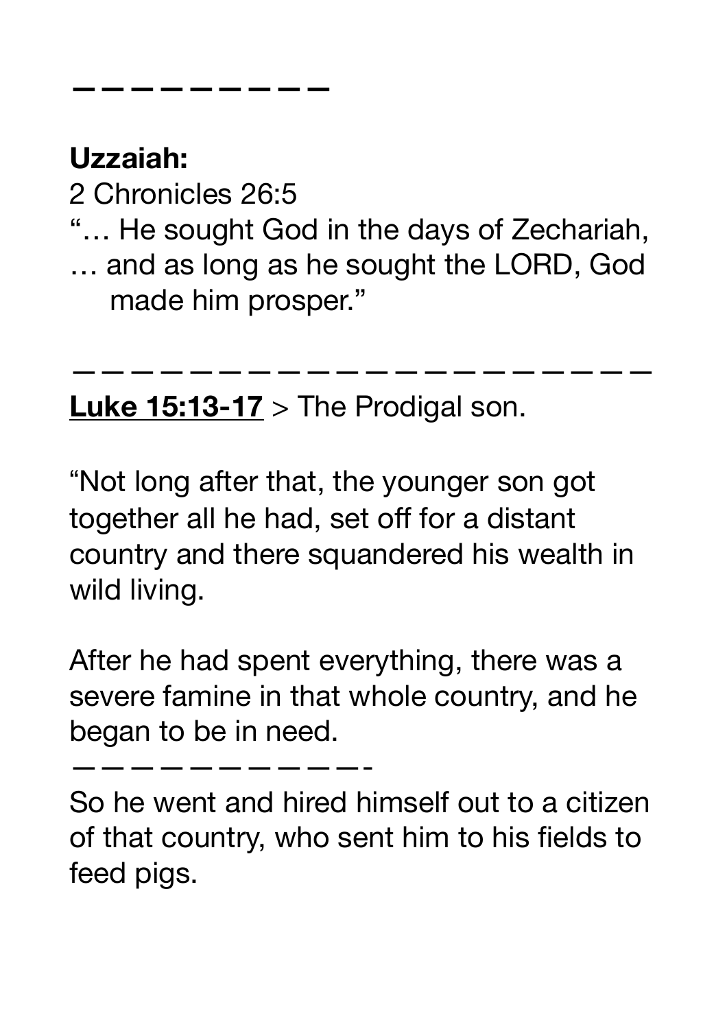— — — — — — — — — —

**Uzzaiah:**

2 Chronicles 26:5

"… He sought God in the days of Zechariah,
… and as long as he sought the LORD, God made him prosper."

— — — — — — — — — — — — — — — — — — — — — — —

**<u>Luke 15:13-17</u>** > The Prodigal son.

"Not long after that, the younger son got together all he had, set off for a distant country and there squandered his wealth in wild living.

After he had spent everything, there was a severe famine in that whole country, and he began to be in need.

— — — — — — — — — — — -

So he went and hired himself out to a citizen of that country, who sent him to his fields to feed pigs.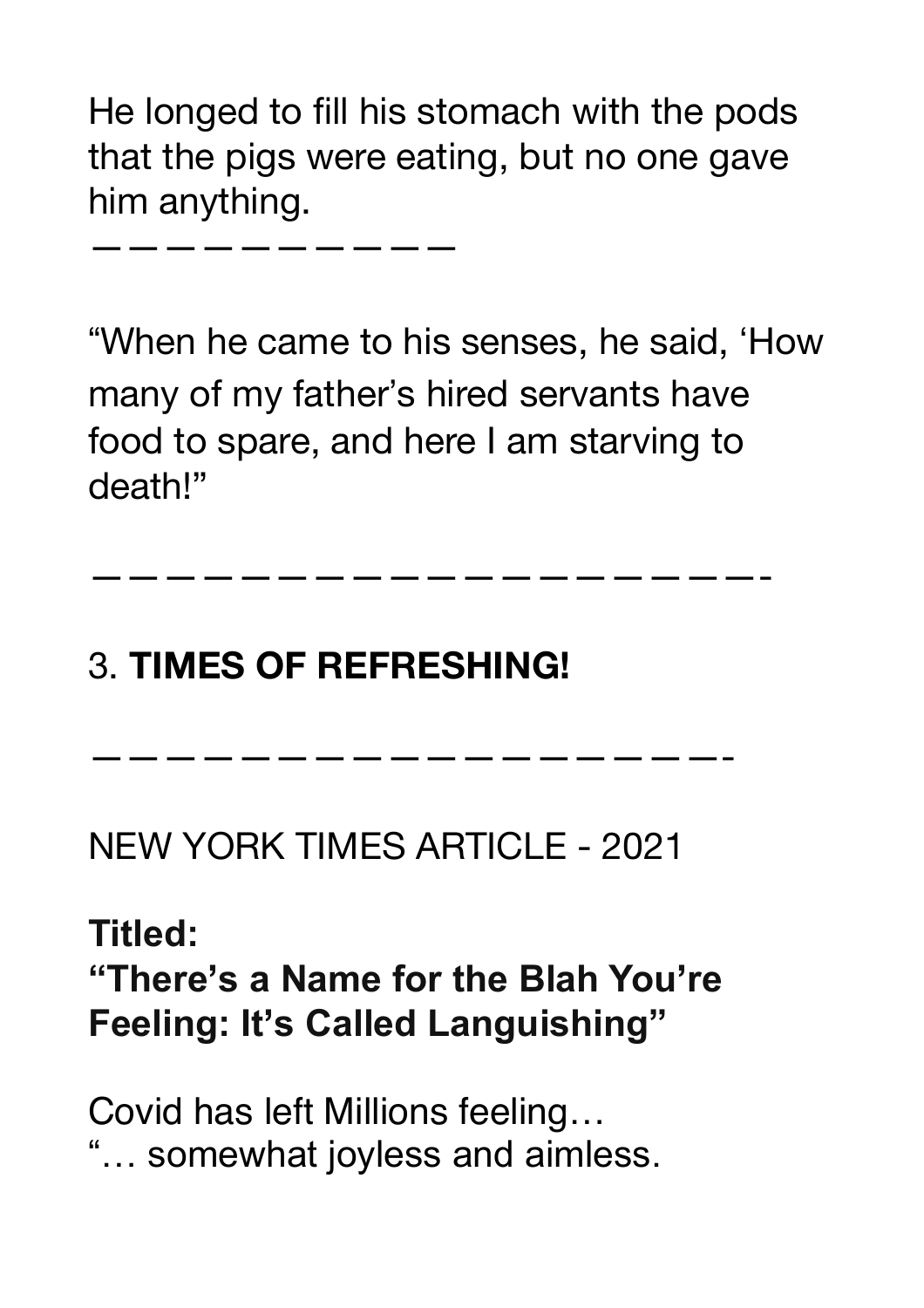He longed to fill his stomach with the pods that the pigs were eating, but no one gave him anything.

—————————

“When he came to his senses, he said, ‘How many of my father’s hired servants have food to spare, and here I am starving to death!”

———————————————————-

3. **TIMES OF REFRESHING!**

———————————————————-

NEW YORK TIMES ARTICLE - 2021

**Titled:**
**“There’s a Name for the Blah You’re Feeling: It’s Called Languishing”**

Covid has left Millions feeling…
“… somewhat joyless and aimless.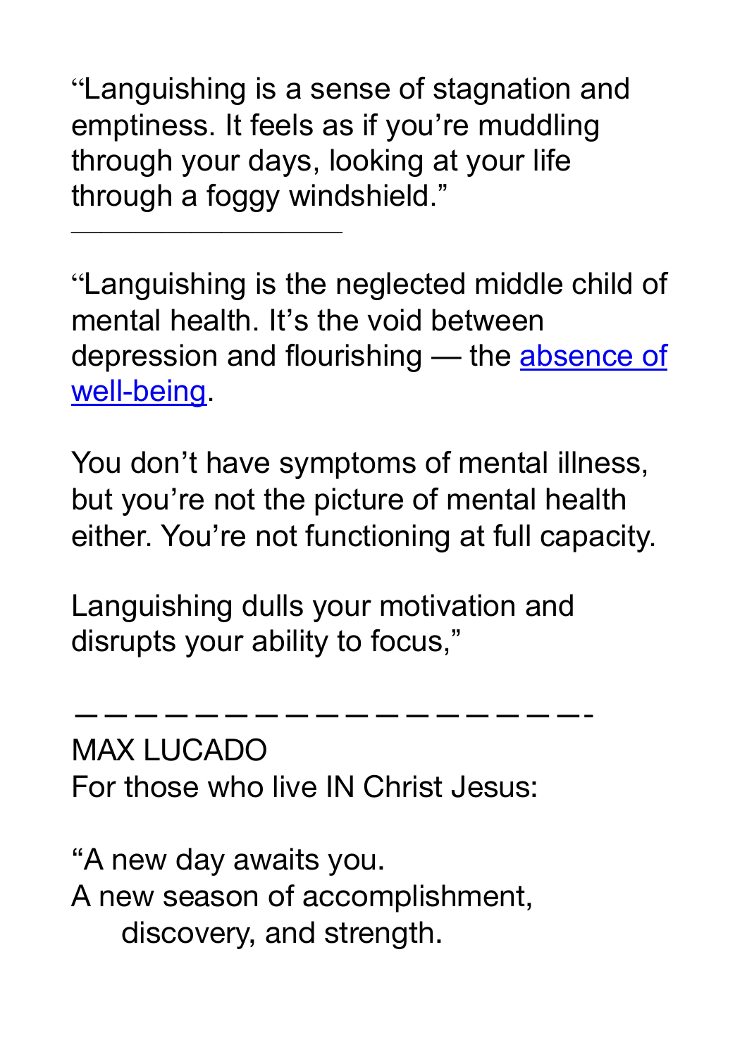“Languishing is a sense of stagnation and emptiness. It feels as if you’re muddling through your days, looking at your life through a foggy windshield.”

---

“Languishing is the neglected middle child of mental health. It’s the void between depression and flourishing — the absence of well-being.

You don’t have symptoms of mental illness, but you’re not the picture of mental health either. You’re not functioning at full capacity.

Languishing dulls your motivation and disrupts your ability to focus,”

---

MAX LUCADO
For those who live IN Christ Jesus:

“A new day awaits you.
A new season of accomplishment,
discovery, and strength.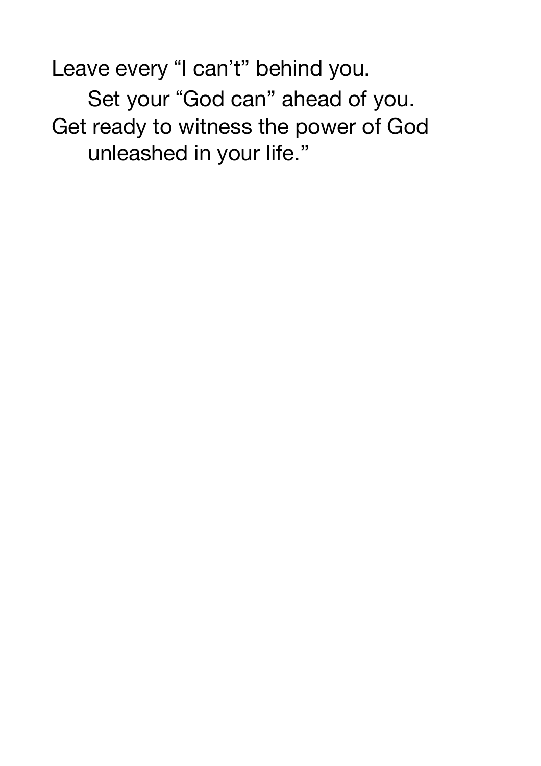Leave every “I can’t” behind you.
Set your “God can” ahead of you.
Get ready to witness the power of God
unleashed in your life.”